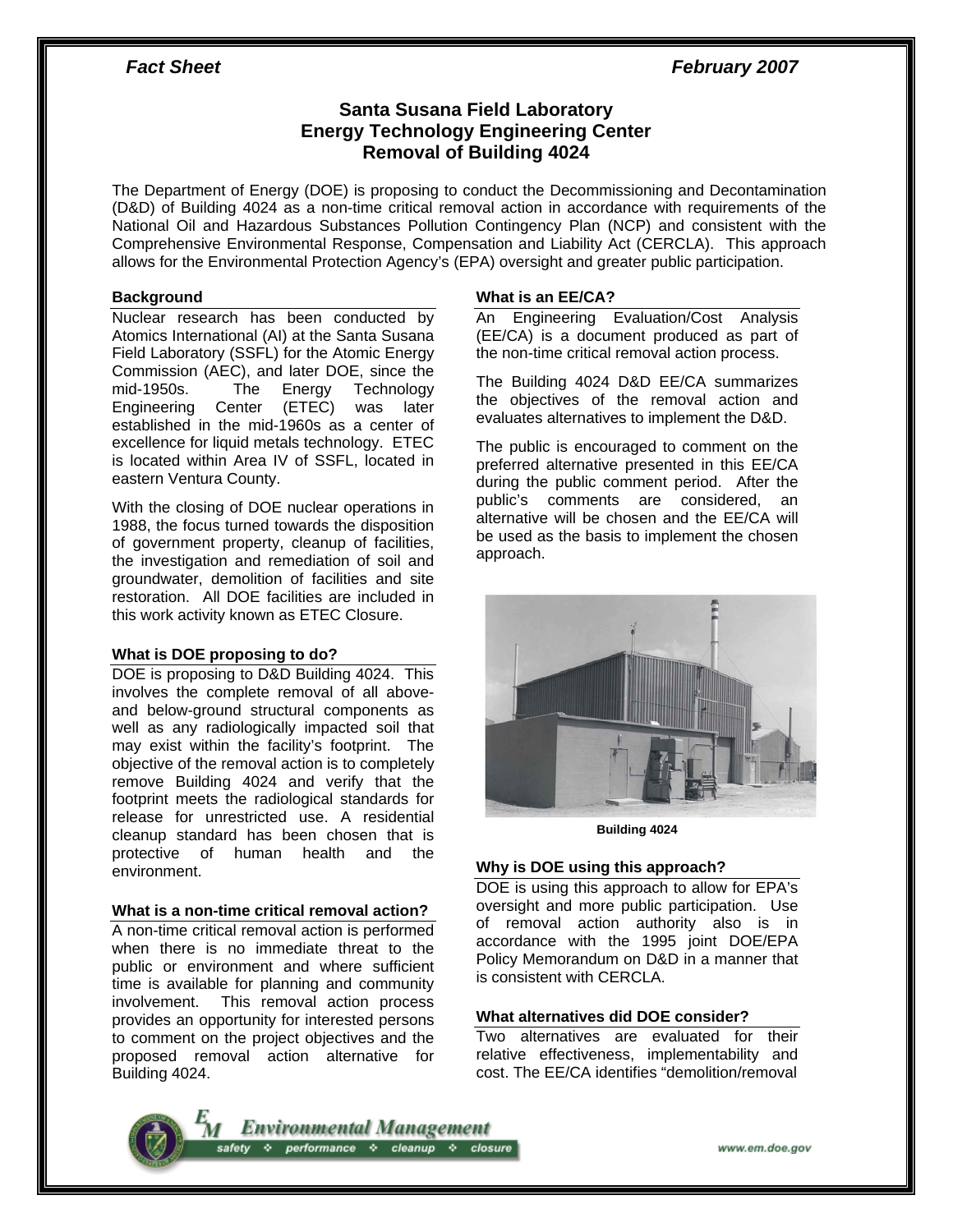*Fact Sheet* *February 2007*

# Santa Susana Field Laboratory Energy Technology Engineering Center Removal of Building 4024

The Department of Energy (DOE) is proposing to conduct the Decommissioning and Decontamination (D&D) of Building 4024 as a non-time critical removal action in accordance with requirements of the National Oil and Hazardous Substances Pollution Contingency Plan (NCP) and consistent with the Comprehensive Environmental Response, Compensation and Liability Act (CERCLA). This approach allows for the Environmental Protection Agency's (EPA) oversight and greater public participation.

## Background

Nuclear research has been conducted by Atomics International (AI) at the Santa Susana Field Laboratory (SSFL) for the Atomic Energy Commission (AEC), and later DOE, since the mid-1950s. The Energy Technology Engineering Center (ETEC) was later established in the mid-1960s as a center of excellence for liquid metals technology. ETEC is located within Area IV of SSFL, located in eastern Ventura County.

With the closing of DOE nuclear operations in 1988, the focus turned towards the disposition of government property, cleanup of facilities, the investigation and remediation of soil and groundwater, demolition of facilities and site restoration. All DOE facilities are included in this work activity known as ETEC Closure.

## What is DOE proposing to do?

DOE is proposing to D&D Building 4024. This involves the complete removal of all above- and below-ground structural components as well as any radiologically impacted soil that may exist within the facility's footprint. The objective of the removal action is to completely remove Building 4024 and verify that the footprint meets the radiological standards for release for unrestricted use. A residential cleanup standard has been chosen that is protective of human health and the environment.

## What is a non-time critical removal action?

A non-time critical removal action is performed when there is no immediate threat to the public or environment and where sufficient time is available for planning and community involvement. This removal action process provides an opportunity for interested persons to comment on the project objectives and the proposed removal action alternative for Building 4024.

## What is an EE/CA?

An Engineering Evaluation/Cost Analysis (EE/CA) is a document produced as part of the non-time critical removal action process.

The Building 4024 D&D EE/CA summarizes the objectives of the removal action and evaluates alternatives to implement the D&D.

The public is encouraged to comment on the preferred alternative presented in this EE/CA during the public comment period. After the public's comments are considered, an alternative will be chosen and the EE/CA will be used as the basis to implement the chosen approach.

**Building 4024**

## Why is DOE using this approach?

DOE is using this approach to allow for EPA's oversight and more public participation. Use of removal action authority also is in accordance with the 1995 joint DOE/EPA Policy Memorandum on D&D in a manner that is consistent with CERCLA.

## What alternatives did DOE consider?

Two alternatives are evaluated for their relative effectiveness, implementability and cost. The EE/CA identifies "demolition/removal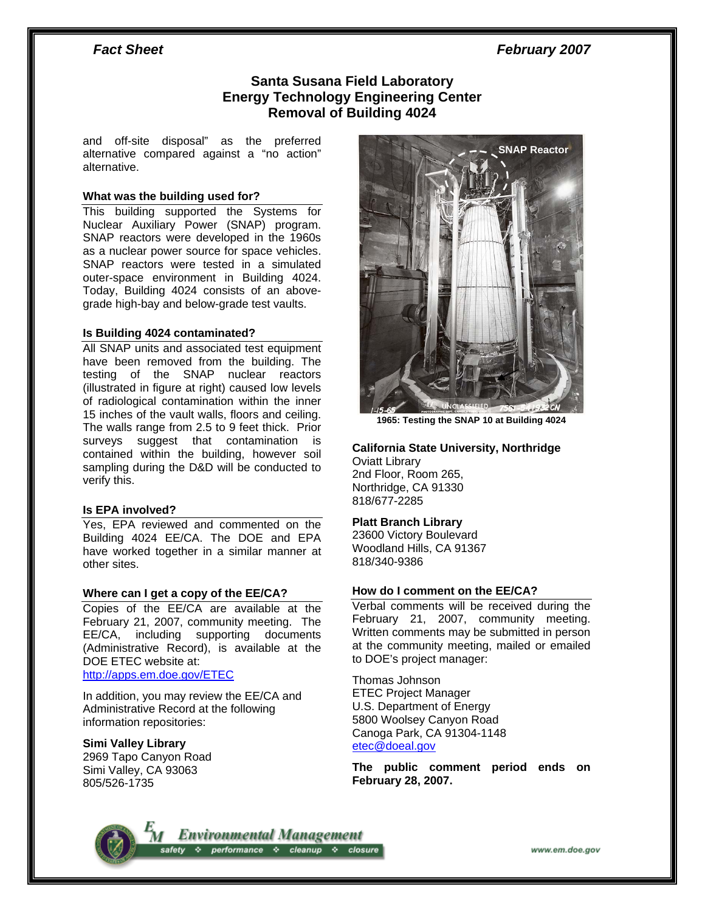and off-site disposal" as the preferred alternative compared against a "no action" alternative.

### What was the building used for?

This building supported the Systems for Nuclear Auxiliary Power (SNAP) program. SNAP reactors were developed in the 1960s as a nuclear power source for space vehicles. SNAP reactors were tested in a simulated outer-space environment in Building 4024. Today, Building 4024 consists of an above-grade high-bay and below-grade test vaults.

### Is Building 4024 contaminated?

All SNAP units and associated test equipment have been removed from the building. The testing of the SNAP nuclear reactors (illustrated in figure at right) caused low levels of radiological contamination within the inner 15 inches of the vault walls, floors and ceiling. The walls range from 2.5 to 9 feet thick. Prior surveys suggest that contamination is contained within the building, however soil sampling during the D&D will be conducted to verify this.

### Is EPA involved?

Yes, EPA reviewed and commented on the Building 4024 EE/CA. The DOE and EPA have worked together in a similar manner at other sites.

### Where can I get a copy of the EE/CA?

Copies of the EE/CA are available at the February 21, 2007, community meeting. The EE/CA, including supporting documents (Administrative Record), is available at the DOE ETEC website at:
http://apps.em.doe.gov/ETEC

In addition, you may review the EE/CA and Administrative Record at the following information repositories:

**Simi Valley Library**
2969 Tapo Canyon Road
Simi Valley, CA 93063
805/526-1735

SNAP Reactor

1965: Testing the SNAP 10 at Building 4024

**California State University, Northridge**
Oviatt Library
2nd Floor, Room 265,
Northridge, CA 91330
818/677-2285

**Platt Branch Library**
23600 Victory Boulevard
Woodland Hills, CA 91367
818/340-9386

### How do I comment on the EE/CA?

Verbal comments will be received during the February 21, 2007, community meeting. Written comments may be submitted in person at the community meeting, mailed or emailed to DOE's project manager:

Thomas Johnson
ETEC Project Manager
U.S. Department of Energy
5800 Woolsey Canyon Road
Canoga Park, CA 91304-1148
etec@doeal.gov

**The public comment period ends on February 28, 2007.**